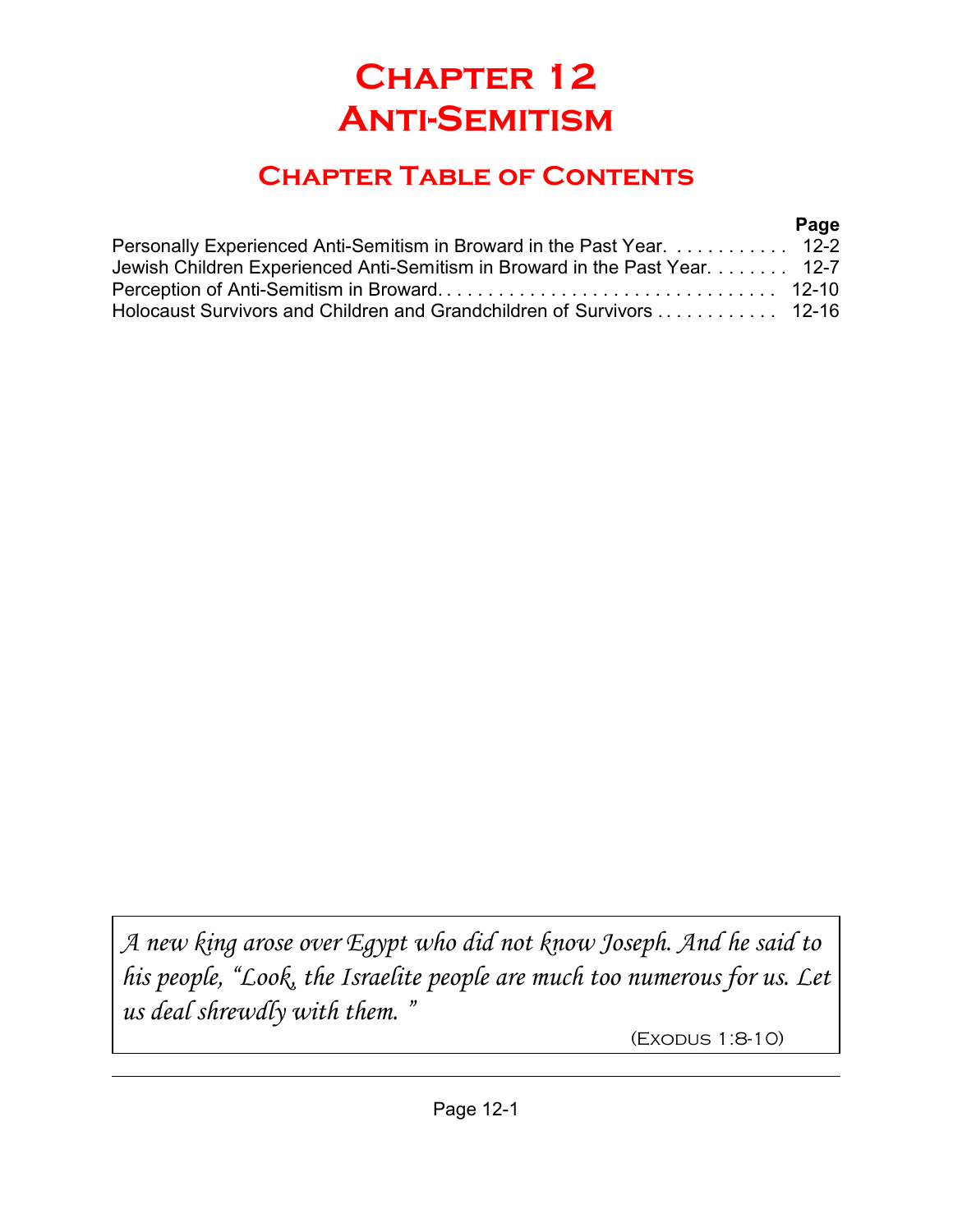# Chapter 12
# Anti-Semitism

## Chapter Table of Contents

| | Page |
|---|---|
| Personally Experienced Anti-Semitism in Broward in the Past Year | 12-2 |
| Jewish Children Experienced Anti-Semitism in Broward in the Past Year | 12-7 |
| Perception of Anti-Semitism in Broward | 12-10 |
| Holocaust Survivors and Children and Grandchildren of Survivors | 12-16 |

> *A new king arose over Egypt who did not know Joseph. And he said to his people, "Look, the Israelite people are much too numerous for us. Let us deal shrewdly with them."*
>
> (Exodus 1:8-10)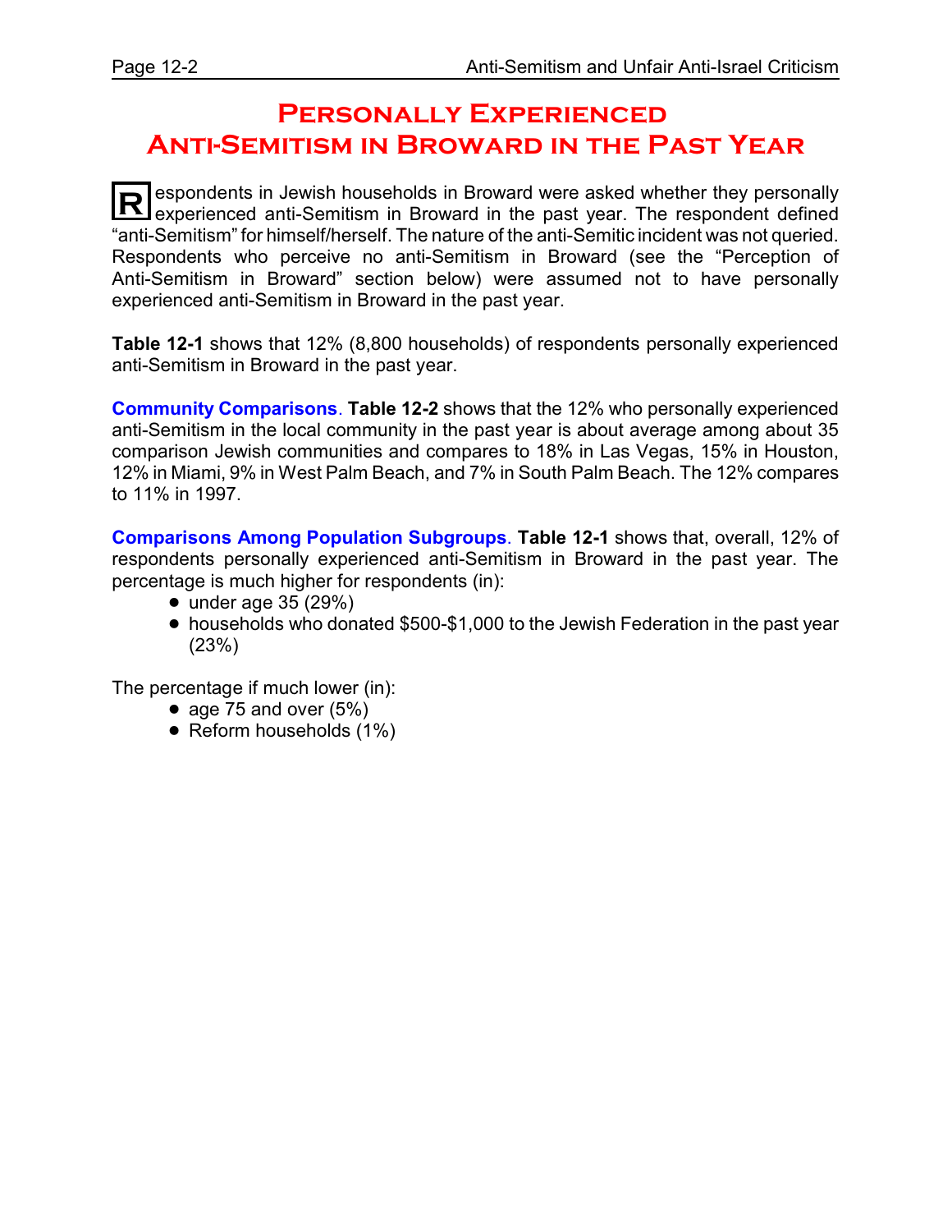# Personally Experienced Anti-Semitism in Broward in the Past Year

Respondents in Jewish households in Broward were asked whether they personally experienced anti-Semitism in Broward in the past year. The respondent defined "anti-Semitism" for himself/herself. The nature of the anti-Semitic incident was not queried. Respondents who perceive no anti-Semitism in Broward (see the "Perception of Anti-Semitism in Broward" section below) were assumed not to have personally experienced anti-Semitism in Broward in the past year.

**Table 12-1** shows that 12% (8,800 households) of respondents personally experienced anti-Semitism in Broward in the past year.

**Community Comparisons**. **Table 12-2** shows that the 12% who personally experienced anti-Semitism in the local community in the past year is about average among about 35 comparison Jewish communities and compares to 18% in Las Vegas, 15% in Houston, 12% in Miami, 9% in West Palm Beach, and 7% in South Palm Beach. The 12% compares to 11% in 1997.

**Comparisons Among Population Subgroups**. **Table 12-1** shows that, overall, 12% of respondents personally experienced anti-Semitism in Broward in the past year. The percentage is much higher for respondents (in):

- under age 35 (29%)
- households who donated $500-$1,000 to the Jewish Federation in the past year (23%)

The percentage if much lower (in):

- age 75 and over (5%)
- Reform households (1%)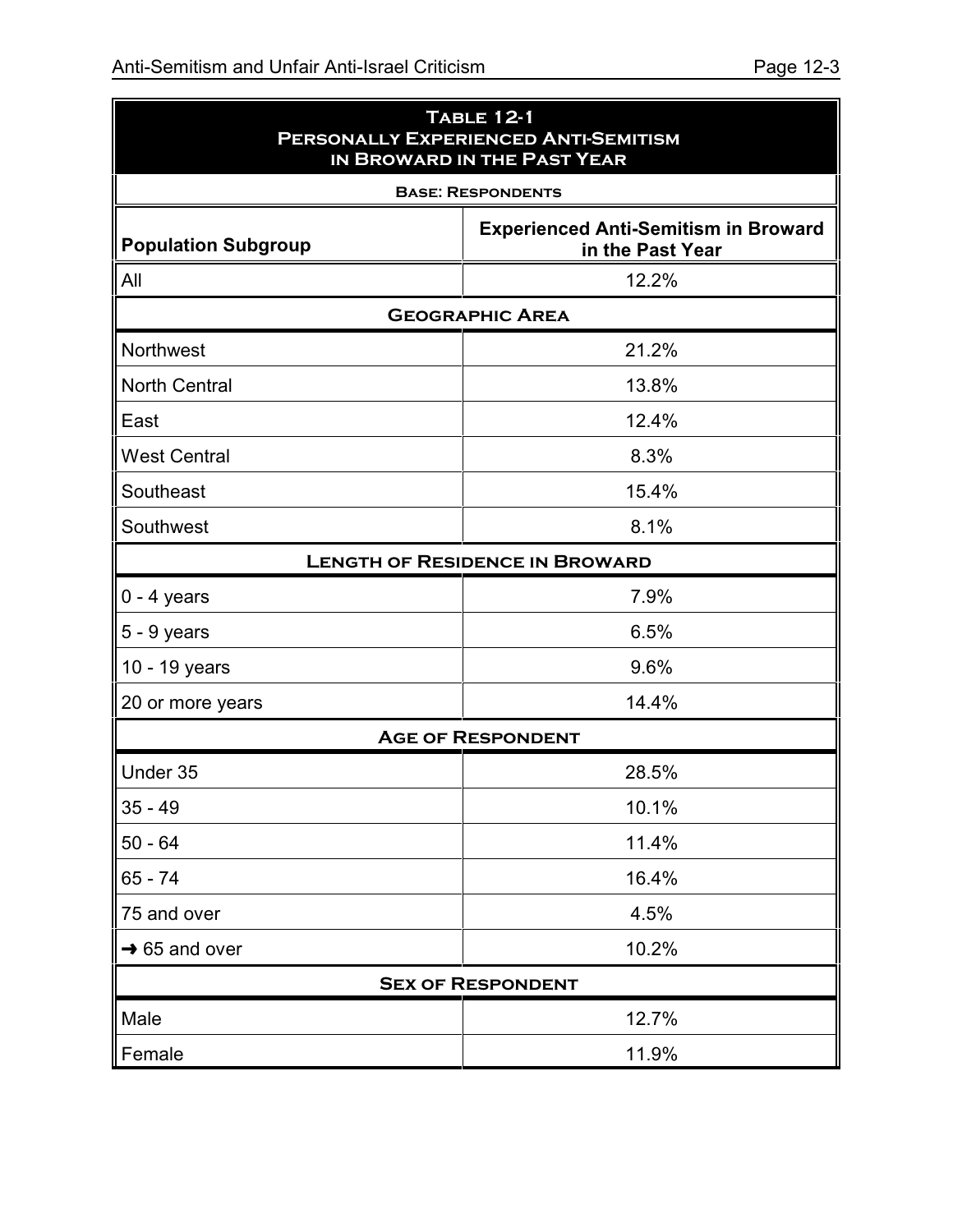| Table 12-1<br>Personally Experienced Anti-Semitism in Broward in the Past Year | |
|---|---|
| **Base: Respondents** | |
| **Population Subgroup** | **Experienced Anti-Semitism in Broward in the Past Year** |
| All | 12.2% |
| **Geographic Area** | |
| Northwest | 21.2% |
| North Central | 13.8% |
| East | 12.4% |
| West Central | 8.3% |
| Southeast | 15.4% |
| Southwest | 8.1% |
| **Length of Residence in Broward** | |
| 0 - 4 years | 7.9% |
| 5 - 9 years | 6.5% |
| 10 - 19 years | 9.6% |
| 20 or more years | 14.4% |
| **Age of Respondent** | |
| Under 35 | 28.5% |
| 35 - 49 | 10.1% |
| 50 - 64 | 11.4% |
| 65 - 74 | 16.4% |
| 75 and over | 4.5% |
| ➜ 65 and over | 10.2% |
| **Sex of Respondent** | |
| Male | 12.7% |
| Female | 11.9% |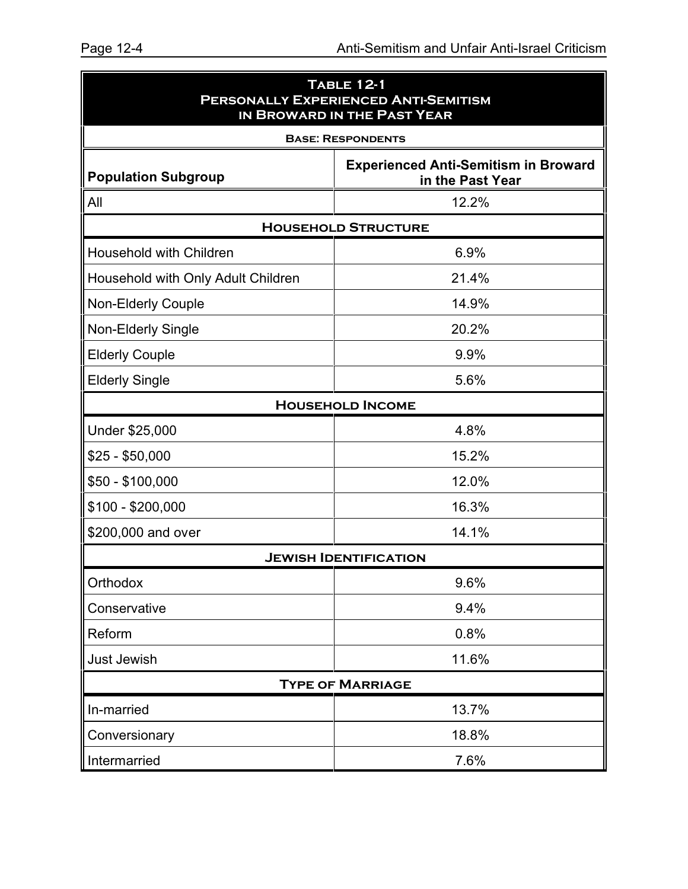| **Table 12-1** **Personally Experienced Anti-Semitism in Broward in the Past Year** | |
|---|---|
| **Base: Respondents** | |
| **Population Subgroup** | **Experienced Anti-Semitism in Broward in the Past Year** |
| All | 12.2% |
| **Household Structure** | |
| Household with Children | 6.9% |
| Household with Only Adult Children | 21.4% |
| Non-Elderly Couple | 14.9% |
| Non-Elderly Single | 20.2% |
| Elderly Couple | 9.9% |
| Elderly Single | 5.6% |
| **Household Income** | |
| Under $25,000 | 4.8% |
| $25 - $50,000 | 15.2% |
| $50 - $100,000 | 12.0% |
| $100 - $200,000 | 16.3% |
| $200,000 and over | 14.1% |
| **Jewish Identification** | |
| Orthodox | 9.6% |
| Conservative | 9.4% |
| Reform | 0.8% |
| Just Jewish | 11.6% |
| **Type of Marriage** | |
| In-married | 13.7% |
| Conversionary | 18.8% |
| Intermarried | 7.6% |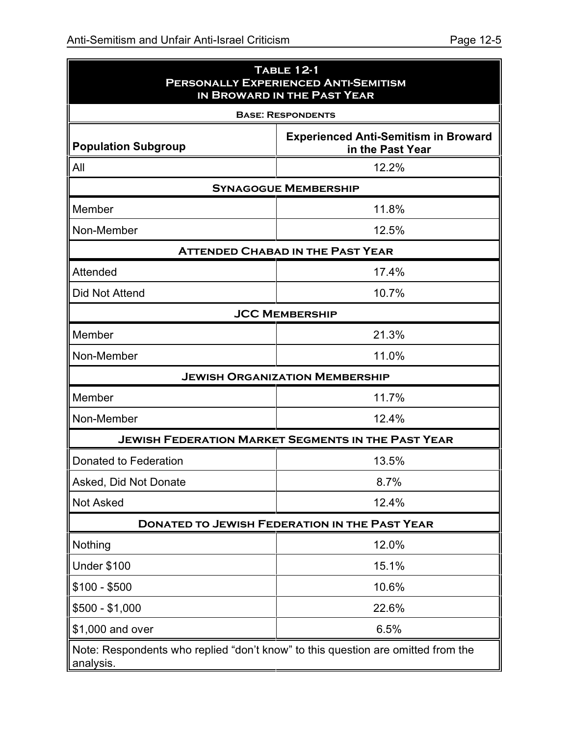| Table 12-1<br>Personally Experienced Anti-Semitism in Broward in the Past Year | |
|---|---|
| **Base: Respondents** | |
| **Population Subgroup** | **Experienced Anti-Semitism in Broward in the Past Year** |
| All | 12.2% |
| **Synagogue Membership** | |
| Member | 11.8% |
| Non-Member | 12.5% |
| **Attended Chabad in the Past Year** | |
| Attended | 17.4% |
| Did Not Attend | 10.7% |
| **JCC Membership** | |
| Member | 21.3% |
| Non-Member | 11.0% |
| **Jewish Organization Membership** | |
| Member | 11.7% |
| Non-Member | 12.4% |
| **Jewish Federation Market Segments in the Past Year** | |
| Donated to Federation | 13.5% |
| Asked, Did Not Donate | 8.7% |
| Not Asked | 12.4% |
| **Donated to Jewish Federation in the Past Year** | |
| Nothing | 12.0% |
| Under $100 | 15.1% |
| $100 - $500 | 10.6% |
| $500 - $1,000 | 22.6% |
| $1,000 and over | 6.5% |
| Note: Respondents who replied "don't know" to this question are omitted from the analysis. | |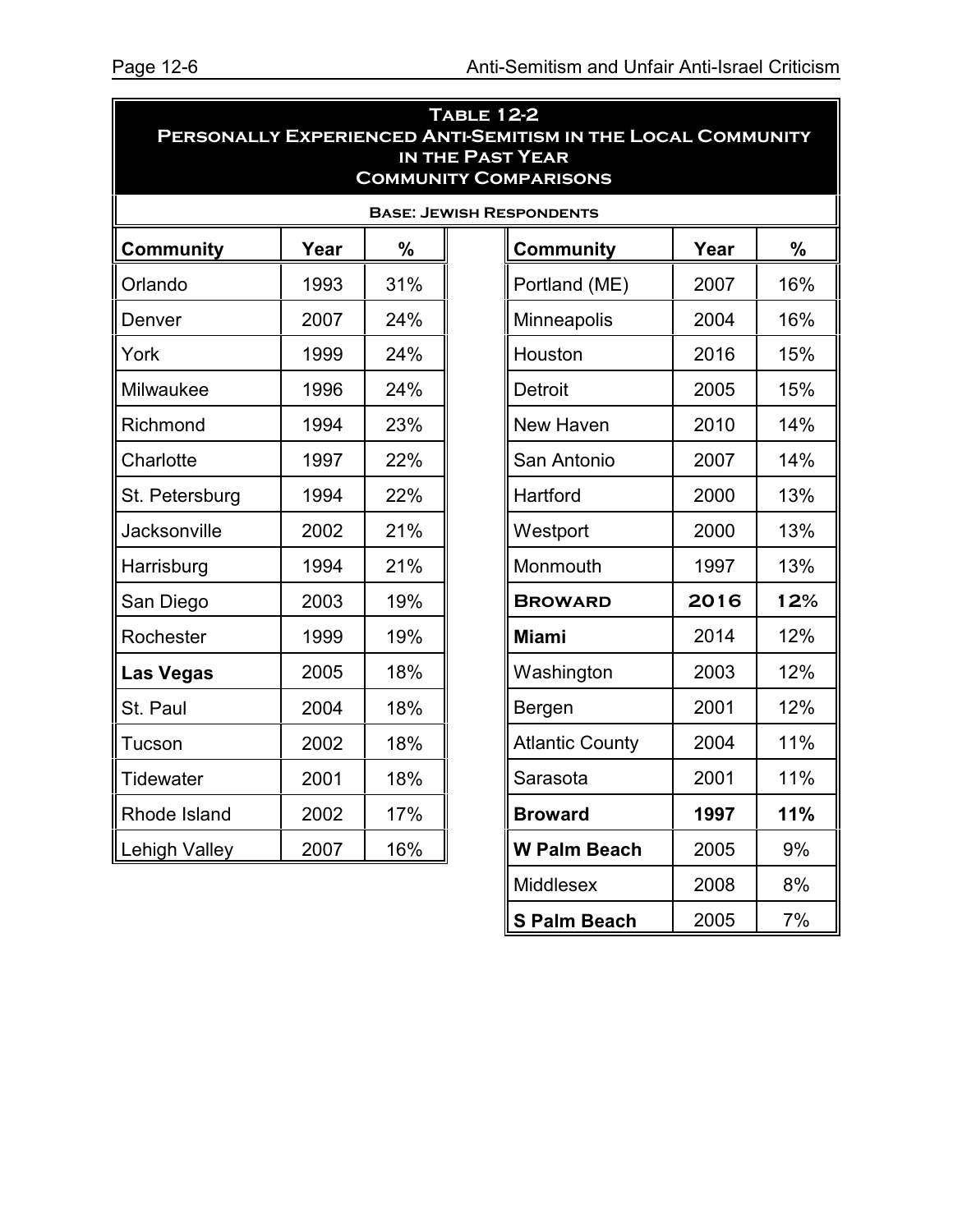## Table 12-2
## Personally Experienced Anti-Semitism in the Local Community in the Past Year
## Community Comparisons

**Base: Jewish Respondents**

| Community | Year | % |
|---|---|---|
| Orlando | 1993 | 31% |
| Denver | 2007 | 24% |
| York | 1999 | 24% |
| Milwaukee | 1996 | 24% |
| Richmond | 1994 | 23% |
| Charlotte | 1997 | 22% |
| St. Petersburg | 1994 | 22% |
| Jacksonville | 2002 | 21% |
| Harrisburg | 1994 | 21% |
| San Diego | 2003 | 19% |
| Rochester | 1999 | 19% |
| **Las Vegas** | 2005 | 18% |
| St. Paul | 2004 | 18% |
| Tucson | 2002 | 18% |
| Tidewater | 2001 | 18% |
| Rhode Island | 2002 | 17% |
| Lehigh Valley | 2007 | 16% |

| Community | Year | % |
|---|---|---|
| Portland (ME) | 2007 | 16% |
| Minneapolis | 2004 | 16% |
| Houston | 2016 | 15% |
| Detroit | 2005 | 15% |
| New Haven | 2010 | 14% |
| San Antonio | 2007 | 14% |
| Hartford | 2000 | 13% |
| Westport | 2000 | 13% |
| Monmouth | 1997 | 13% |
| **BROWARD** | **2016** | **12%** |
| **Miami** | 2014 | 12% |
| Washington | 2003 | 12% |
| Bergen | 2001 | 12% |
| Atlantic County | 2004 | 11% |
| Sarasota | 2001 | 11% |
| **Broward** | **1997** | **11%** |
| **W Palm Beach** | 2005 | 9% |
| Middlesex | 2008 | 8% |
| **S Palm Beach** | 2005 | 7% |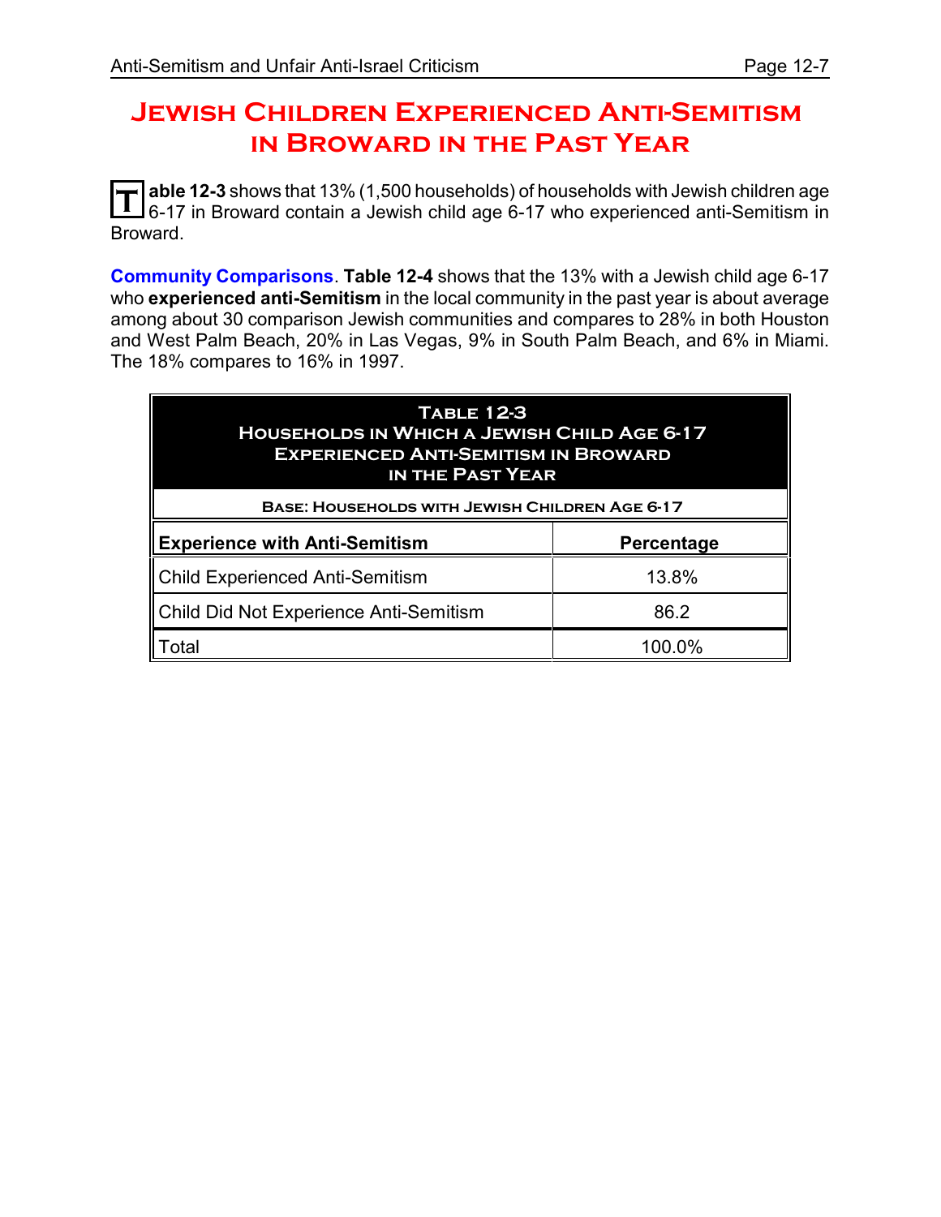# Jewish Children Experienced Anti-Semitism in Broward in the Past Year

**Table 12-3** shows that 13% (1,500 households) of households with Jewish children age 6-17 in Broward contain a Jewish child age 6-17 who experienced anti-Semitism in Broward.

**Community Comparisons**. **Table 12-4** shows that the 13% with a Jewish child age 6-17 who **experienced anti-Semitism** in the local community in the past year is about average among about 30 comparison Jewish communities and compares to 28% in both Houston and West Palm Beach, 20% in Las Vegas, 9% in South Palm Beach, and 6% in Miami. The 18% compares to 16% in 1997.

**Table 12-3**
**Households in Which a Jewish Child Age 6-17 Experienced Anti-Semitism in Broward in the Past Year**

Base: Households with Jewish Children Age 6-17

| Experience with Anti-Semitism | Percentage |
|---|---|
| Child Experienced Anti-Semitism | 13.8% |
| Child Did Not Experience Anti-Semitism | 86.2 |
| Total | 100.0% |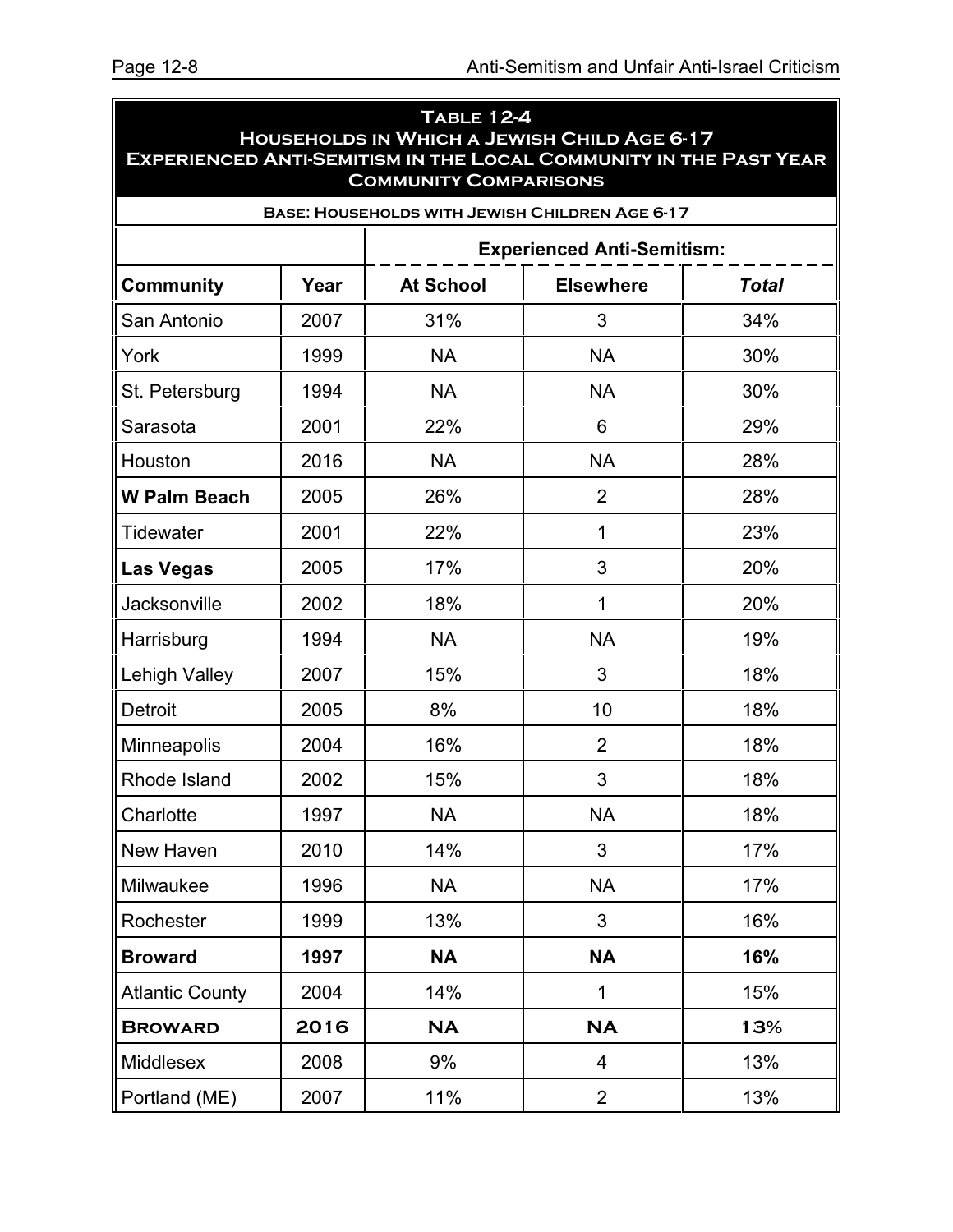## Table 12-4
### Households in Which a Jewish Child Age 6-17 Experienced Anti-Semitism in the Local Community in the Past Year
### Community Comparisons

Base: Households with Jewish Children Age 6-17

| | | Experienced Anti-Semitism: | | |
|---|---|---|---|---|
| **Community** | **Year** | **At School** | **Elsewhere** | ***Total*** |
| San Antonio | 2007 | 31% | 3 | 34% |
| York | 1999 | NA | NA | 30% |
| St. Petersburg | 1994 | NA | NA | 30% |
| Sarasota | 2001 | 22% | 6 | 29% |
| Houston | 2016 | NA | NA | 28% |
| **W Palm Beach** | 2005 | 26% | 2 | 28% |
| Tidewater | 2001 | 22% | 1 | 23% |
| **Las Vegas** | 2005 | 17% | 3 | 20% |
| Jacksonville | 2002 | 18% | 1 | 20% |
| Harrisburg | 1994 | NA | NA | 19% |
| Lehigh Valley | 2007 | 15% | 3 | 18% |
| Detroit | 2005 | 8% | 10 | 18% |
| Minneapolis | 2004 | 16% | 2 | 18% |
| Rhode Island | 2002 | 15% | 3 | 18% |
| Charlotte | 1997 | NA | NA | 18% |
| New Haven | 2010 | 14% | 3 | 17% |
| Milwaukee | 1996 | NA | NA | 17% |
| Rochester | 1999 | 13% | 3 | 16% |
| **Broward** | **1997** | **NA** | **NA** | **16%** |
| Atlantic County | 2004 | 14% | 1 | 15% |
| **BROWARD** | **2016** | **NA** | **NA** | **13%** |
| Middlesex | 2008 | 9% | 4 | 13% |
| Portland (ME) | 2007 | 11% | 2 | 13% |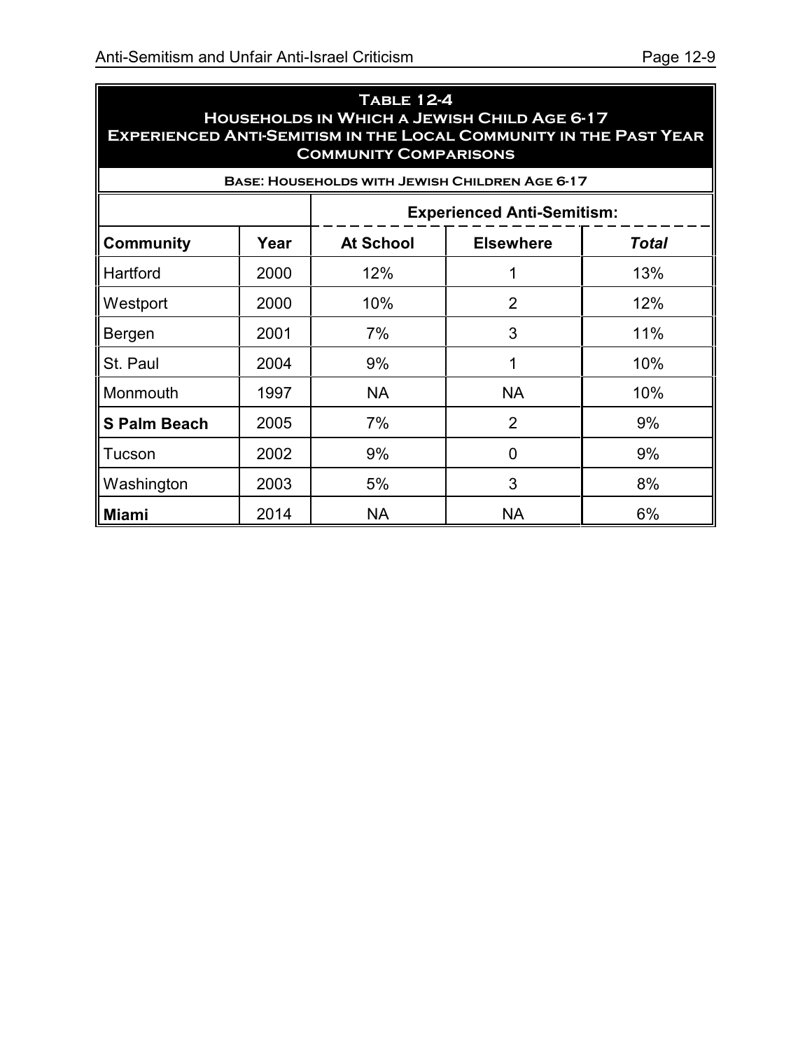## Table 12-4
## Households in Which a Jewish Child Age 6-17 Experienced Anti-Semitism in the Local Community in the Past Year
## Community Comparisons

**Base: Households with Jewish Children Age 6-17**

| | | Experienced Anti-Semitism: | | |
|---|---|---|---|---|
| **Community** | **Year** | **At School** | **Elsewhere** | ***Total*** |
| Hartford | 2000 | 12% | 1 | 13% |
| Westport | 2000 | 10% | 2 | 12% |
| Bergen | 2001 | 7% | 3 | 11% |
| St. Paul | 2004 | 9% | 1 | 10% |
| Monmouth | 1997 | NA | NA | 10% |
| **S Palm Beach** | 2005 | 7% | 2 | 9% |
| Tucson | 2002 | 9% | 0 | 9% |
| Washington | 2003 | 5% | 3 | 8% |
| **Miami** | 2014 | NA | NA | 6% |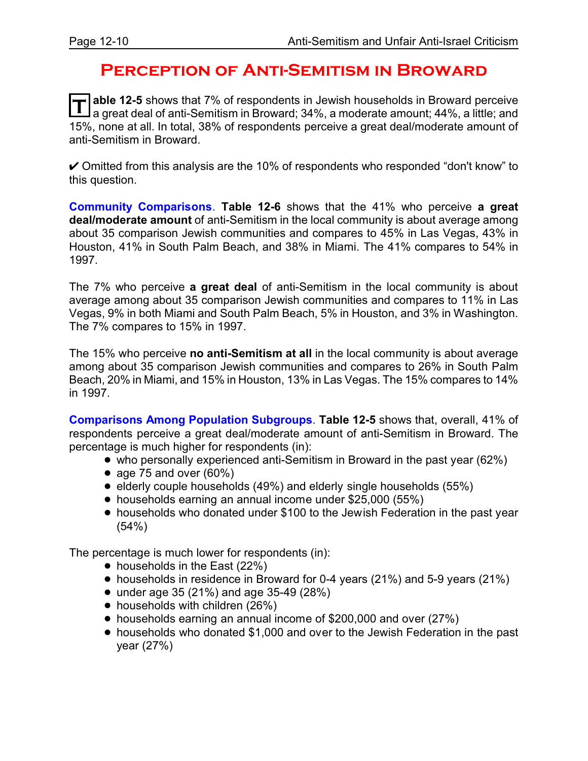# Perception of Anti-Semitism in Broward

**Table 12-5** shows that 7% of respondents in Jewish households in Broward perceive a great deal of anti-Semitism in Broward; 34%, a moderate amount; 44%, a little; and 15%, none at all. In total, 38% of respondents perceive a great deal/moderate amount of anti-Semitism in Broward.

✔ Omitted from this analysis are the 10% of respondents who responded "don't know" to this question.

**Community Comparisons**. **Table 12-6** shows that the 41% who perceive **a great deal/moderate amount** of anti-Semitism in the local community is about average among about 35 comparison Jewish communities and compares to 45% in Las Vegas, 43% in Houston, 41% in South Palm Beach, and 38% in Miami. The 41% compares to 54% in 1997.

The 7% who perceive **a great deal** of anti-Semitism in the local community is about average among about 35 comparison Jewish communities and compares to 11% in Las Vegas, 9% in both Miami and South Palm Beach, 5% in Houston, and 3% in Washington. The 7% compares to 15% in 1997.

The 15% who perceive **no anti-Semitism at all** in the local community is about average among about 35 comparison Jewish communities and compares to 26% in South Palm Beach, 20% in Miami, and 15% in Houston, 13% in Las Vegas. The 15% compares to 14% in 1997.

**Comparisons Among Population Subgroups**. **Table 12-5** shows that, overall, 41% of respondents perceive a great deal/moderate amount of anti-Semitism in Broward. The percentage is much higher for respondents (in):

- who personally experienced anti-Semitism in Broward in the past year (62%)
- age 75 and over (60%)
- elderly couple households (49%) and elderly single households (55%)
- households earning an annual income under $25,000 (55%)
- households who donated under $100 to the Jewish Federation in the past year (54%)

The percentage is much lower for respondents (in):

- households in the East (22%)
- households in residence in Broward for 0-4 years (21%) and 5-9 years (21%)
- under age 35 (21%) and age 35-49 (28%)
- households with children (26%)
- households earning an annual income of $200,000 and over (27%)
- households who donated $1,000 and over to the Jewish Federation in the past year (27%)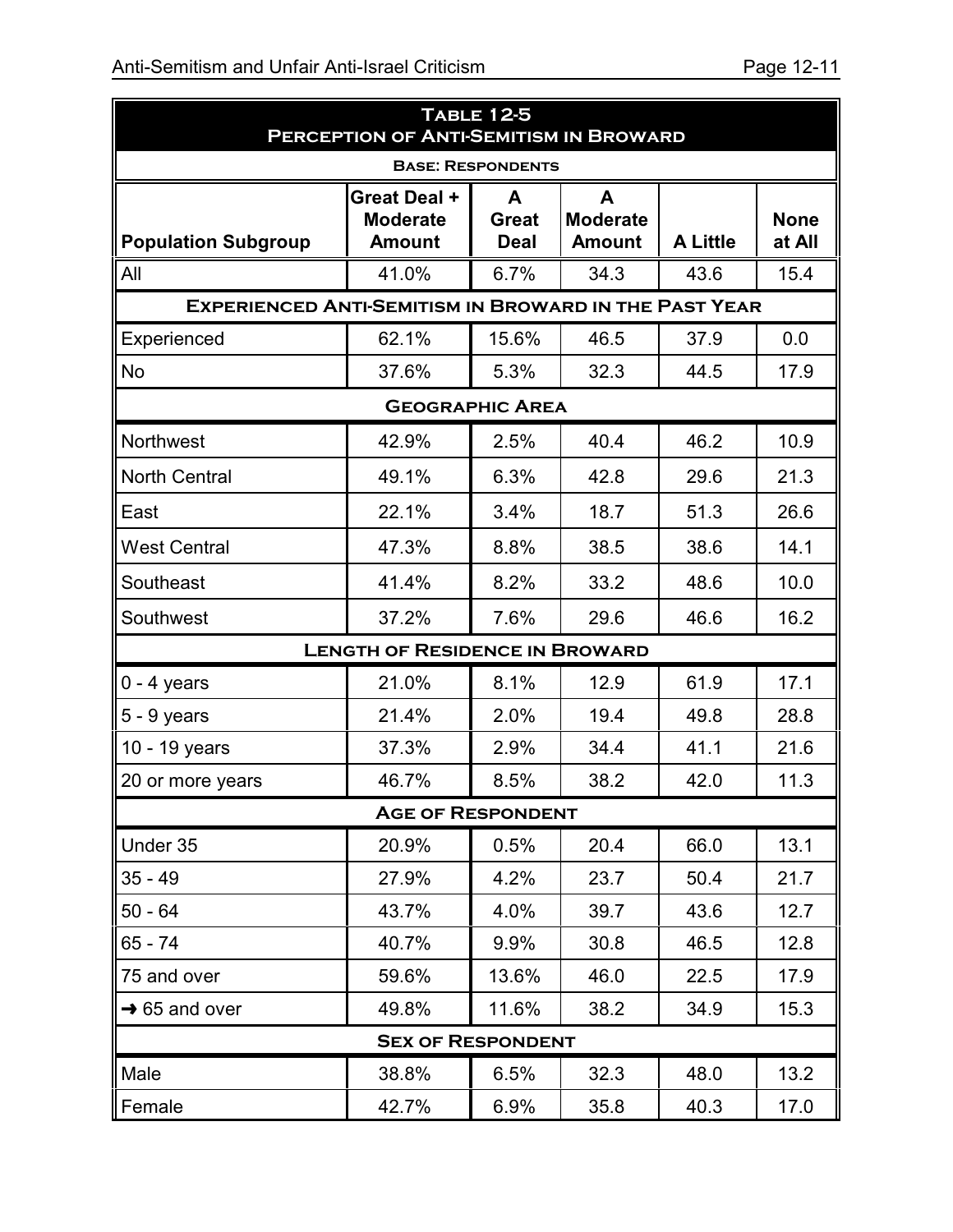| Table 12-5<br>Perception of Anti-Semitism in Broward | | | | | |
|---|---|---|---|---|---|
| Base: Respondents | | | | | |
| **Population Subgroup** | **Great Deal + Moderate Amount** | **A Great Deal** | **A Moderate Amount** | **A Little** | **None at All** |
| All | 41.0% | 6.7% | 34.3 | 43.6 | 15.4 |
| **Experienced Anti-Semitism in Broward in the Past Year** | | | | | |
| Experienced | 62.1% | 15.6% | 46.5 | 37.9 | 0.0 |
| No | 37.6% | 5.3% | 32.3 | 44.5 | 17.9 |
| **Geographic Area** | | | | | |
| Northwest | 42.9% | 2.5% | 40.4 | 46.2 | 10.9 |
| North Central | 49.1% | 6.3% | 42.8 | 29.6 | 21.3 |
| East | 22.1% | 3.4% | 18.7 | 51.3 | 26.6 |
| West Central | 47.3% | 8.8% | 38.5 | 38.6 | 14.1 |
| Southeast | 41.4% | 8.2% | 33.2 | 48.6 | 10.0 |
| Southwest | 37.2% | 7.6% | 29.6 | 46.6 | 16.2 |
| **Length of Residence in Broward** | | | | | |
| 0 - 4 years | 21.0% | 8.1% | 12.9 | 61.9 | 17.1 |
| 5 - 9 years | 21.4% | 2.0% | 19.4 | 49.8 | 28.8 |
| 10 - 19 years | 37.3% | 2.9% | 34.4 | 41.1 | 21.6 |
| 20 or more years | 46.7% | 8.5% | 38.2 | 42.0 | 11.3 |
| **Age of Respondent** | | | | | |
| Under 35 | 20.9% | 0.5% | 20.4 | 66.0 | 13.1 |
| 35 - 49 | 27.9% | 4.2% | 23.7 | 50.4 | 21.7 |
| 50 - 64 | 43.7% | 4.0% | 39.7 | 43.6 | 12.7 |
| 65 - 74 | 40.7% | 9.9% | 30.8 | 46.5 | 12.8 |
| 75 and over | 59.6% | 13.6% | 46.0 | 22.5 | 17.9 |
| ➜ 65 and over | 49.8% | 11.6% | 38.2 | 34.9 | 15.3 |
| **Sex of Respondent** | | | | | |
| Male | 38.8% | 6.5% | 32.3 | 48.0 | 13.2 |
| Female | 42.7% | 6.9% | 35.8 | 40.3 | 17.0 |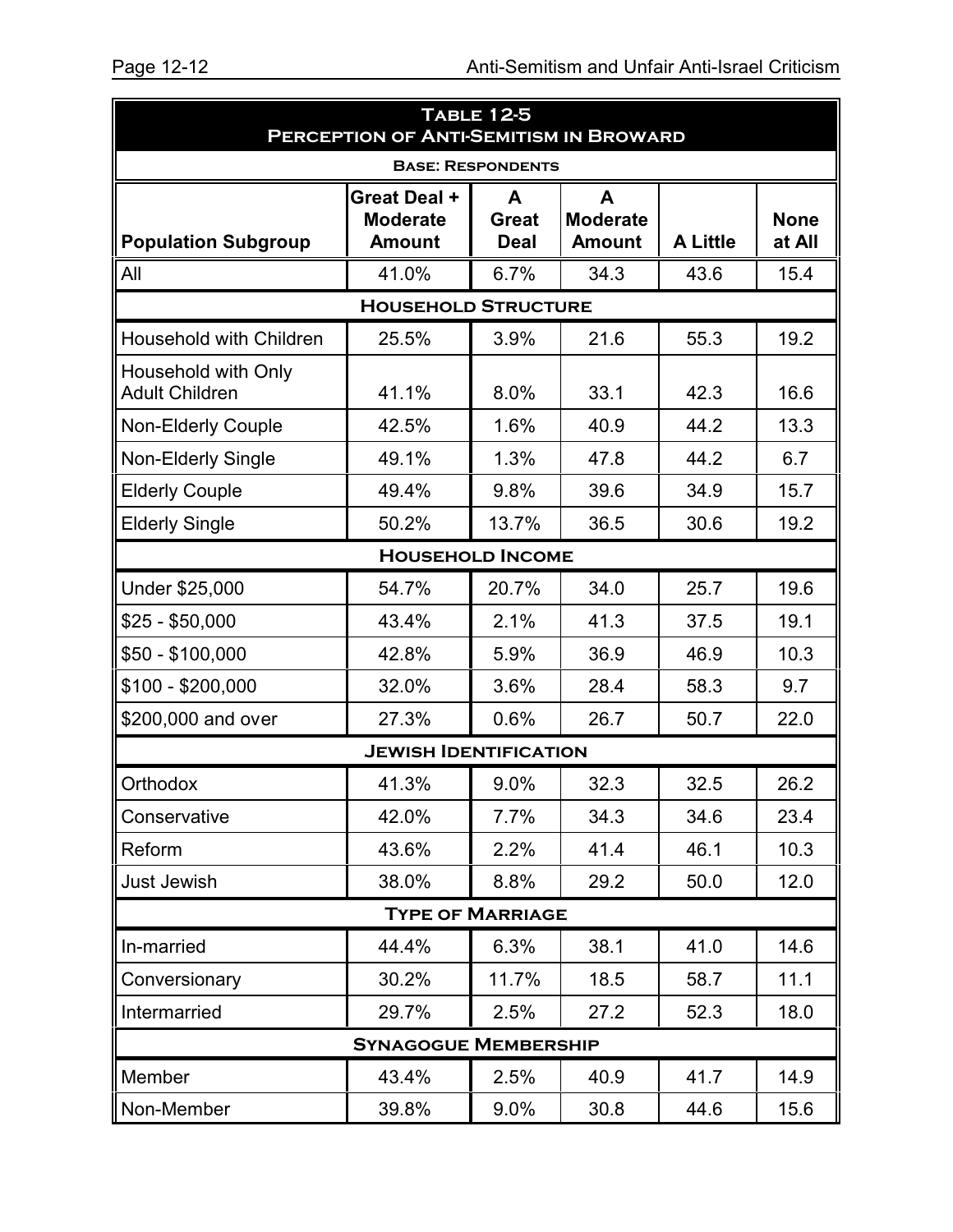**Table 12-5**
**Perception of Anti-Semitism in Broward**

**Base: Respondents**

| Population Subgroup | Great Deal + Moderate Amount | A Great Deal | A Moderate Amount | A Little | None at All |
|---|---|---|---|---|---|
| All | 41.0% | 6.7% | 34.3 | 43.6 | 15.4 |
| **Household Structure** | | | | | |
| Household with Children | 25.5% | 3.9% | 21.6 | 55.3 | 19.2 |
| Household with Only Adult Children | 41.1% | 8.0% | 33.1 | 42.3 | 16.6 |
| Non-Elderly Couple | 42.5% | 1.6% | 40.9 | 44.2 | 13.3 |
| Non-Elderly Single | 49.1% | 1.3% | 47.8 | 44.2 | 6.7 |
| Elderly Couple | 49.4% | 9.8% | 39.6 | 34.9 | 15.7 |
| Elderly Single | 50.2% | 13.7% | 36.5 | 30.6 | 19.2 |
| **Household Income** | | | | | |
| Under $25,000 | 54.7% | 20.7% | 34.0 | 25.7 | 19.6 |
| $25 - $50,000 | 43.4% | 2.1% | 41.3 | 37.5 | 19.1 |
| $50 - $100,000 | 42.8% | 5.9% | 36.9 | 46.9 | 10.3 |
| $100 - $200,000 | 32.0% | 3.6% | 28.4 | 58.3 | 9.7 |
| $200,000 and over | 27.3% | 0.6% | 26.7 | 50.7 | 22.0 |
| **Jewish Identification** | | | | | |
| Orthodox | 41.3% | 9.0% | 32.3 | 32.5 | 26.2 |
| Conservative | 42.0% | 7.7% | 34.3 | 34.6 | 23.4 |
| Reform | 43.6% | 2.2% | 41.4 | 46.1 | 10.3 |
| Just Jewish | 38.0% | 8.8% | 29.2 | 50.0 | 12.0 |
| **Type of Marriage** | | | | | |
| In-married | 44.4% | 6.3% | 38.1 | 41.0 | 14.6 |
| Conversionary | 30.2% | 11.7% | 18.5 | 58.7 | 11.1 |
| Intermarried | 29.7% | 2.5% | 27.2 | 52.3 | 18.0 |
| **Synagogue Membership** | | | | | |
| Member | 43.4% | 2.5% | 40.9 | 41.7 | 14.9 |
| Non-Member | 39.8% | 9.0% | 30.8 | 44.6 | 15.6 |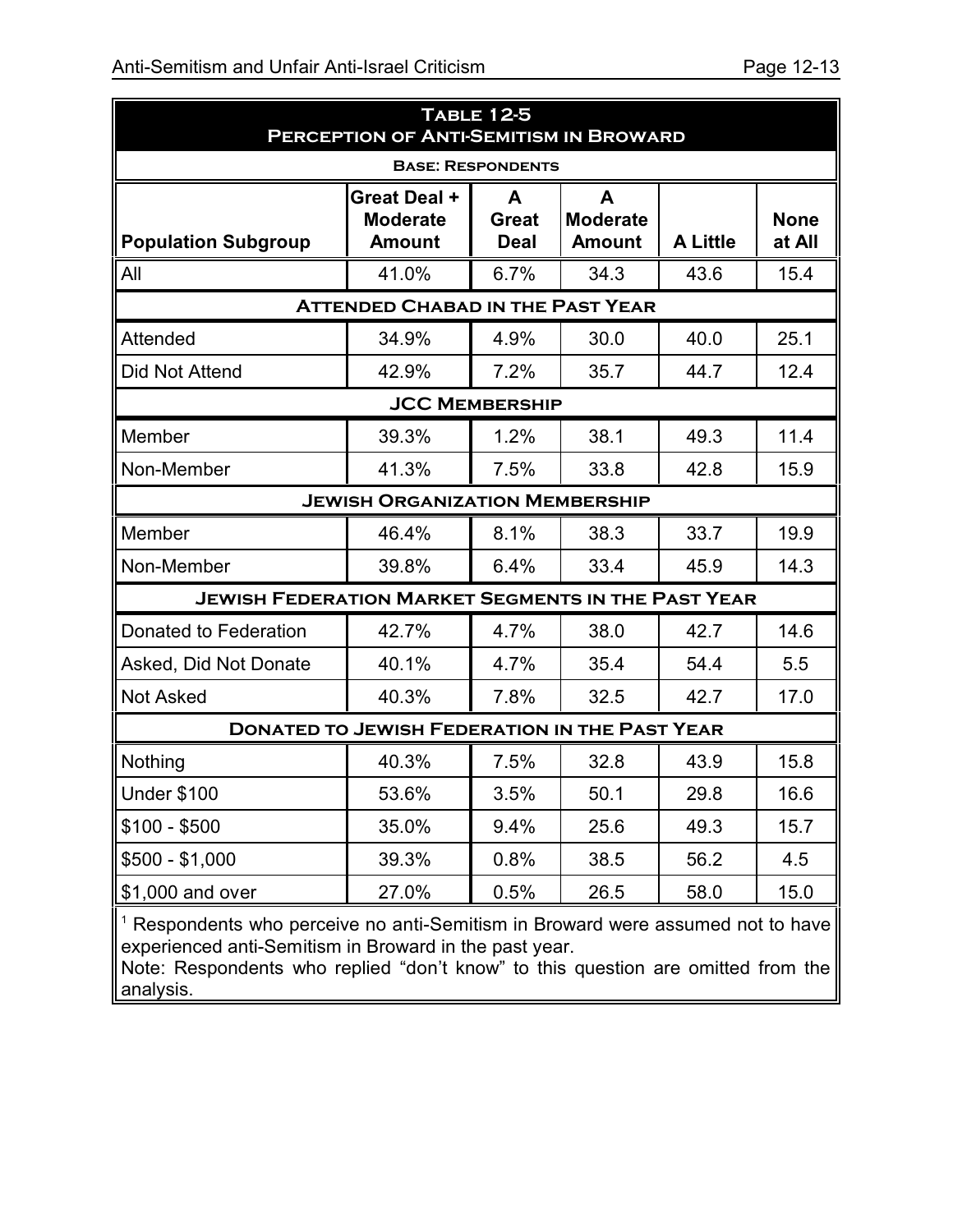| Table 12-5<br>Perception of Anti-Semitism in Broward | | | | | |
|---|---|---|---|---|---|
| Base: Respondents | | | | | |
| **Population Subgroup** | **Great Deal + Moderate Amount** | **A Great Deal** | **A Moderate Amount** | **A Little** | **None at All** |
| All | 41.0% | 6.7% | 34.3 | 43.6 | 15.4 |
| **Attended Chabad in the Past Year** | | | | | |
| Attended | 34.9% | 4.9% | 30.0 | 40.0 | 25.1 |
| Did Not Attend | 42.9% | 7.2% | 35.7 | 44.7 | 12.4 |
| **JCC Membership** | | | | | |
| Member | 39.3% | 1.2% | 38.1 | 49.3 | 11.4 |
| Non-Member | 41.3% | 7.5% | 33.8 | 42.8 | 15.9 |
| **Jewish Organization Membership** | | | | | |
| Member | 46.4% | 8.1% | 38.3 | 33.7 | 19.9 |
| Non-Member | 39.8% | 6.4% | 33.4 | 45.9 | 14.3 |
| **Jewish Federation Market Segments in the Past Year** | | | | | |
| Donated to Federation | 42.7% | 4.7% | 38.0 | 42.7 | 14.6 |
| Asked, Did Not Donate | 40.1% | 4.7% | 35.4 | 54.4 | 5.5 |
| Not Asked | 40.3% | 7.8% | 32.5 | 42.7 | 17.0 |
| **Donated to Jewish Federation in the Past Year** | | | | | |
| Nothing | 40.3% | 7.5% | 32.8 | 43.9 | 15.8 |
| Under $100 | 53.6% | 3.5% | 50.1 | 29.8 | 16.6 |
| $100 - $500 | 35.0% | 9.4% | 25.6 | 49.3 | 15.7 |
| $500 - $1,000 | 39.3% | 0.8% | 38.5 | 56.2 | 4.5 |
| $1,000 and over | 27.0% | 0.5% | 26.5 | 58.0 | 15.0 |

[1] Respondents who perceive no anti-Semitism in Broward were assumed not to have experienced anti-Semitism in Broward in the past year.

Note: Respondents who replied "don't know" to this question are omitted from the analysis.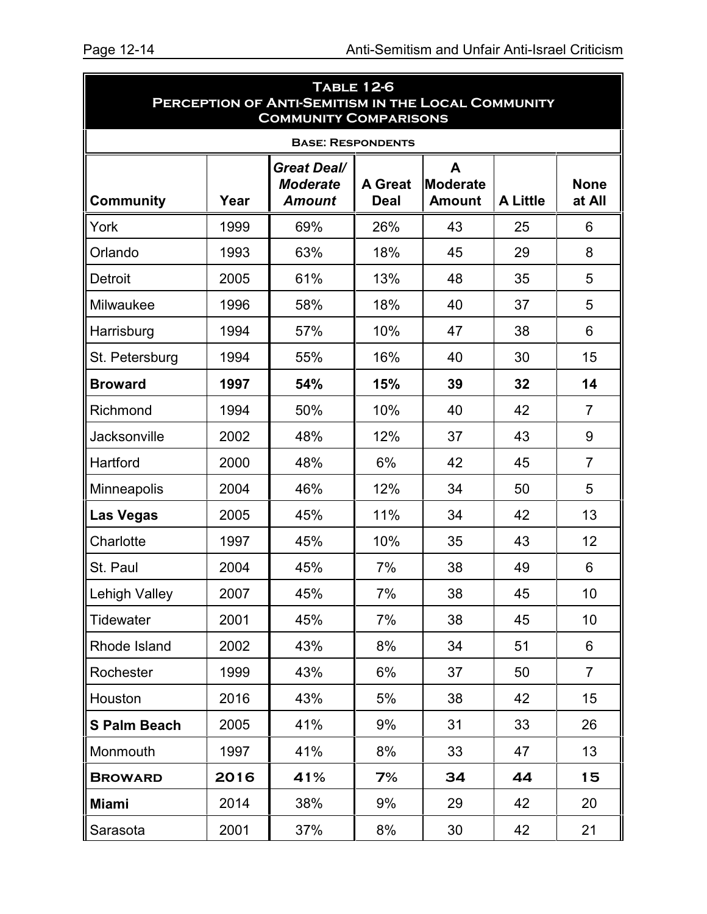**Table 12-6**
**Perception of Anti-Semitism in the Local Community**
**Community Comparisons**

**Base: Respondents**

| Community | Year | *Great Deal/ Moderate Amount* | A Great Deal | A Moderate Amount | A Little | None at All |
|---|---|---|---|---|---|---|
| York | 1999 | 69% | 26% | 43 | 25 | 6 |
| Orlando | 1993 | 63% | 18% | 45 | 29 | 8 |
| Detroit | 2005 | 61% | 13% | 48 | 35 | 5 |
| Milwaukee | 1996 | 58% | 18% | 40 | 37 | 5 |
| Harrisburg | 1994 | 57% | 10% | 47 | 38 | 6 |
| St. Petersburg | 1994 | 55% | 16% | 40 | 30 | 15 |
| **Broward** | **1997** | **54%** | **15%** | **39** | **32** | **14** |
| Richmond | 1994 | 50% | 10% | 40 | 42 | 7 |
| Jacksonville | 2002 | 48% | 12% | 37 | 43 | 9 |
| Hartford | 2000 | 48% | 6% | 42 | 45 | 7 |
| Minneapolis | 2004 | 46% | 12% | 34 | 50 | 5 |
| **Las Vegas** | 2005 | 45% | 11% | 34 | 42 | 13 |
| Charlotte | 1997 | 45% | 10% | 35 | 43 | 12 |
| St. Paul | 2004 | 45% | 7% | 38 | 49 | 6 |
| Lehigh Valley | 2007 | 45% | 7% | 38 | 45 | 10 |
| Tidewater | 2001 | 45% | 7% | 38 | 45 | 10 |
| Rhode Island | 2002 | 43% | 8% | 34 | 51 | 6 |
| Rochester | 1999 | 43% | 6% | 37 | 50 | 7 |
| Houston | 2016 | 43% | 5% | 38 | 42 | 15 |
| **S Palm Beach** | 2005 | 41% | 9% | 31 | 33 | 26 |
| Monmouth | 1997 | 41% | 8% | 33 | 47 | 13 |
| **BROWARD** | **2016** | **41%** | **7%** | **34** | **44** | **15** |
| **Miami** | 2014 | 38% | 9% | 29 | 42 | 20 |
| Sarasota | 2001 | 37% | 8% | 30 | 42 | 21 |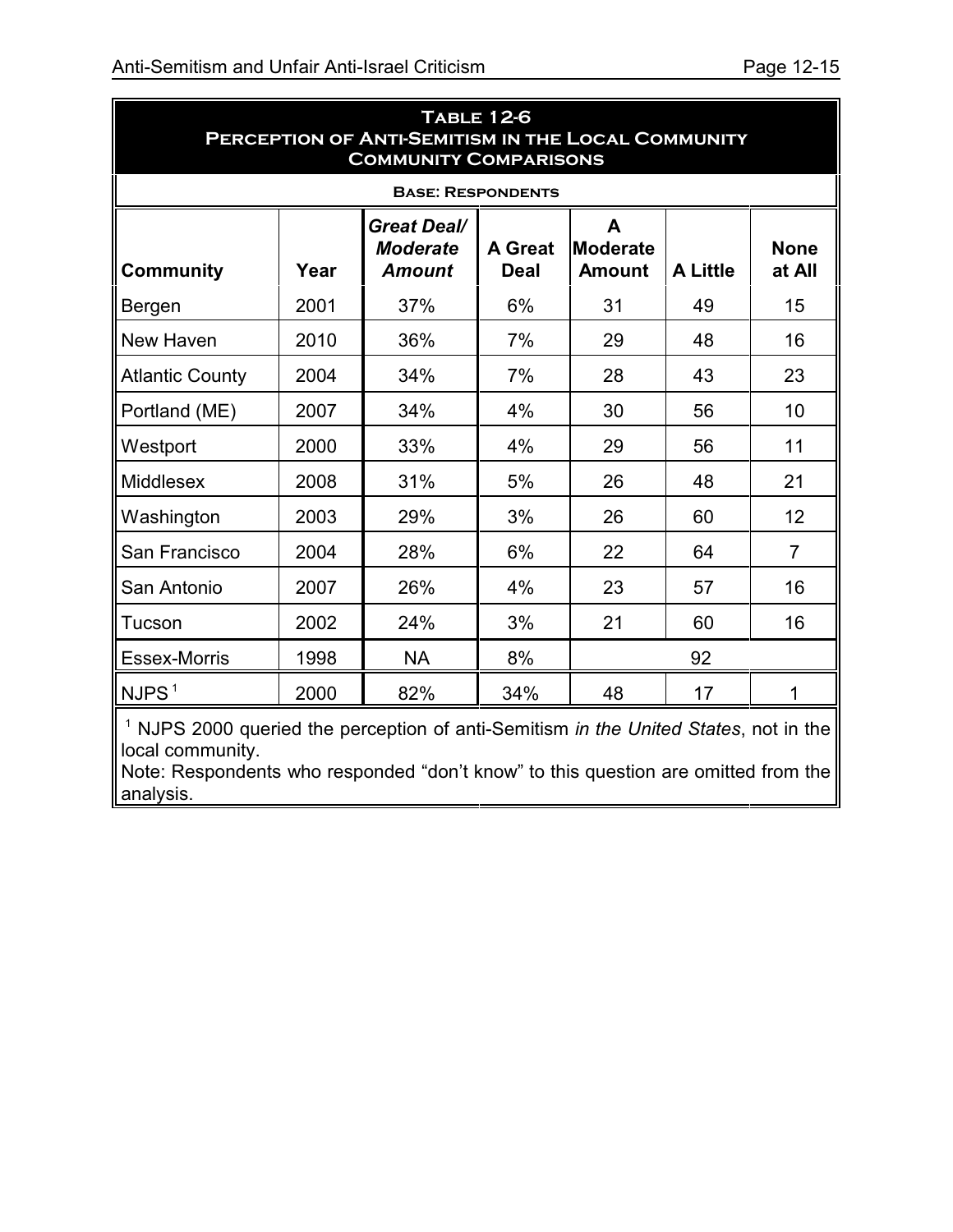**Table 12-6**
**Perception of Anti-Semitism in the Local Community**
**Community Comparisons**

**Base: Respondents**

| Community | Year | *Great Deal/ Moderate Amount* | A Great Deal | A Moderate Amount | A Little | None at All |
|---|---|---|---|---|---|---|
| Bergen | 2001 | 37% | 6% | 31 | 49 | 15 |
| New Haven | 2010 | 36% | 7% | 29 | 48 | 16 |
| Atlantic County | 2004 | 34% | 7% | 28 | 43 | 23 |
| Portland (ME) | 2007 | 34% | 4% | 30 | 56 | 10 |
| Westport | 2000 | 33% | 4% | 29 | 56 | 11 |
| Middlesex | 2008 | 31% | 5% | 26 | 48 | 21 |
| Washington | 2003 | 29% | 3% | 26 | 60 | 12 |
| San Francisco | 2004 | 28% | 6% | 22 | 64 | 7 |
| San Antonio | 2007 | 26% | 4% | 23 | 57 | 16 |
| Tucson | 2002 | 24% | 3% | 21 | 60 | 16 |
| Essex-Morris | 1998 | NA | 8% | 92 | | |
| NJPS [1] | 2000 | 82% | 34% | 48 | 17 | 1 |

[1] NJPS 2000 queried the perception of anti-Semitism *in the United States*, not in the local community.

Note: Respondents who responded "don't know" to this question are omitted from the analysis.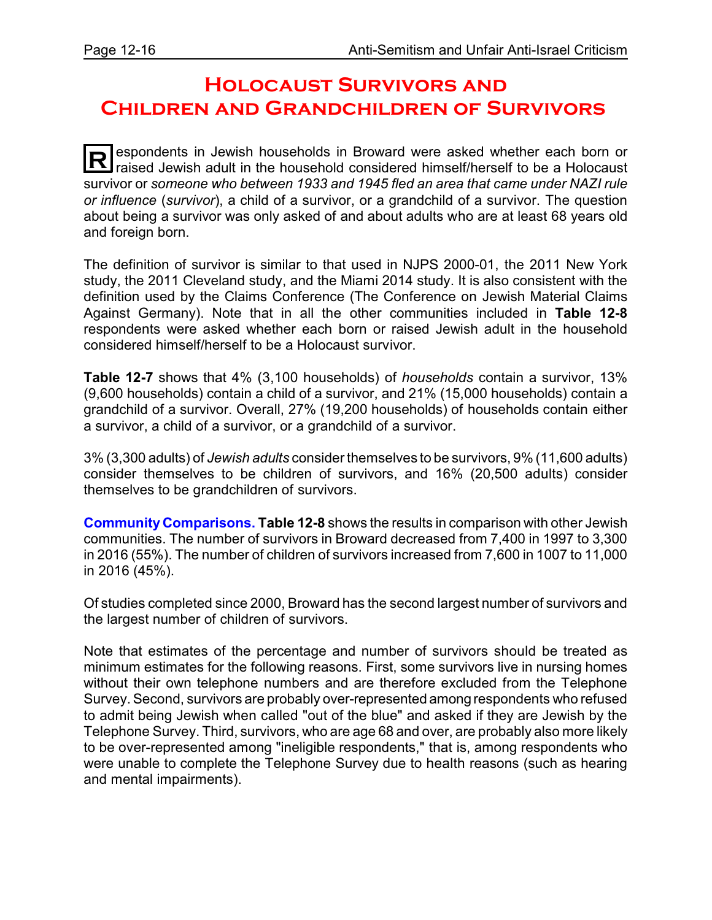# Holocaust Survivors and Children and Grandchildren of Survivors

Respondents in Jewish households in Broward were asked whether each born or raised Jewish adult in the household considered himself/herself to be a Holocaust survivor or *someone who between 1933 and 1945 fled an area that came under NAZI rule or influence* (*survivor*), a child of a survivor, or a grandchild of a survivor. The question about being a survivor was only asked of and about adults who are at least 68 years old and foreign born.

The definition of survivor is similar to that used in NJPS 2000-01, the 2011 New York study, the 2011 Cleveland study, and the Miami 2014 study. It is also consistent with the definition used by the Claims Conference (The Conference on Jewish Material Claims Against Germany). Note that in all the other communities included in **Table 12-8** respondents were asked whether each born or raised Jewish adult in the household considered himself/herself to be a Holocaust survivor.

**Table 12-7** shows that 4% (3,100 households) of *households* contain a survivor, 13% (9,600 households) contain a child of a survivor, and 21% (15,000 households) contain a grandchild of a survivor. Overall, 27% (19,200 households) of households contain either a survivor, a child of a survivor, or a grandchild of a survivor.

3% (3,300 adults) of *Jewish adults* consider themselves to be survivors, 9% (11,600 adults) consider themselves to be children of survivors, and 16% (20,500 adults) consider themselves to be grandchildren of survivors.

**Community Comparisons. Table 12-8** shows the results in comparison with other Jewish communities. The number of survivors in Broward decreased from 7,400 in 1997 to 3,300 in 2016 (55%). The number of children of survivors increased from 7,600 in 1007 to 11,000 in 2016 (45%).

Of studies completed since 2000, Broward has the second largest number of survivors and the largest number of children of survivors.

Note that estimates of the percentage and number of survivors should be treated as minimum estimates for the following reasons. First, some survivors live in nursing homes without their own telephone numbers and are therefore excluded from the Telephone Survey. Second, survivors are probably over-represented among respondents who refused to admit being Jewish when called "out of the blue" and asked if they are Jewish by the Telephone Survey. Third, survivors, who are age 68 and over, are probably also more likely to be over-represented among "ineligible respondents," that is, among respondents who were unable to complete the Telephone Survey due to health reasons (such as hearing and mental impairments).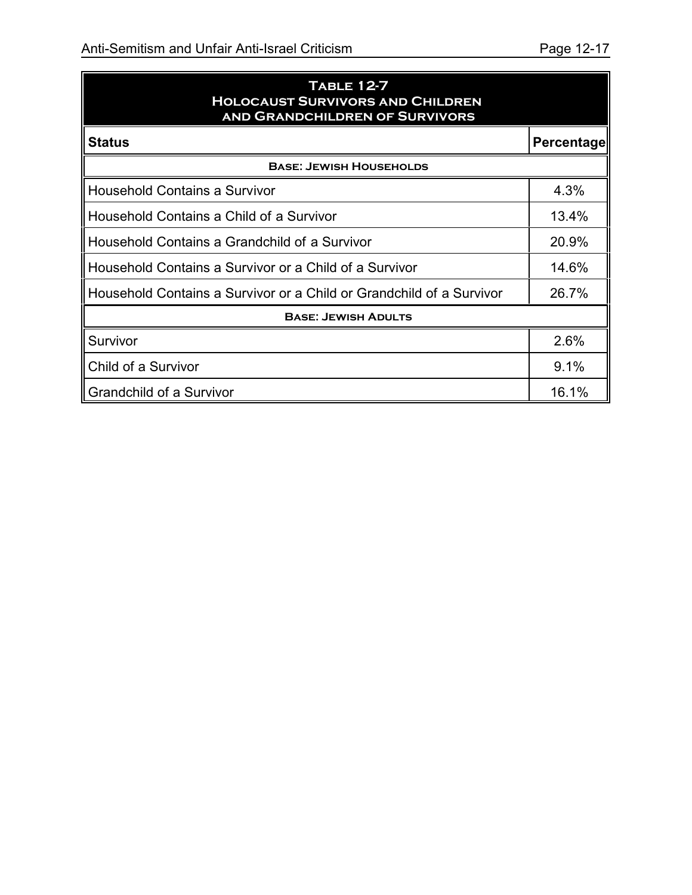**Table 12-7**
**Holocaust Survivors and Children and Grandchildren of Survivors**

| Status | Percentage |
|---|---|
| **Base: Jewish Households** | |
| Household Contains a Survivor | 4.3% |
| Household Contains a Child of a Survivor | 13.4% |
| Household Contains a Grandchild of a Survivor | 20.9% |
| Household Contains a Survivor or a Child of a Survivor | 14.6% |
| Household Contains a Survivor or a Child or Grandchild of a Survivor | 26.7% |
| **Base: Jewish Adults** | |
| Survivor | 2.6% |
| Child of a Survivor | 9.1% |
| Grandchild of a Survivor | 16.1% |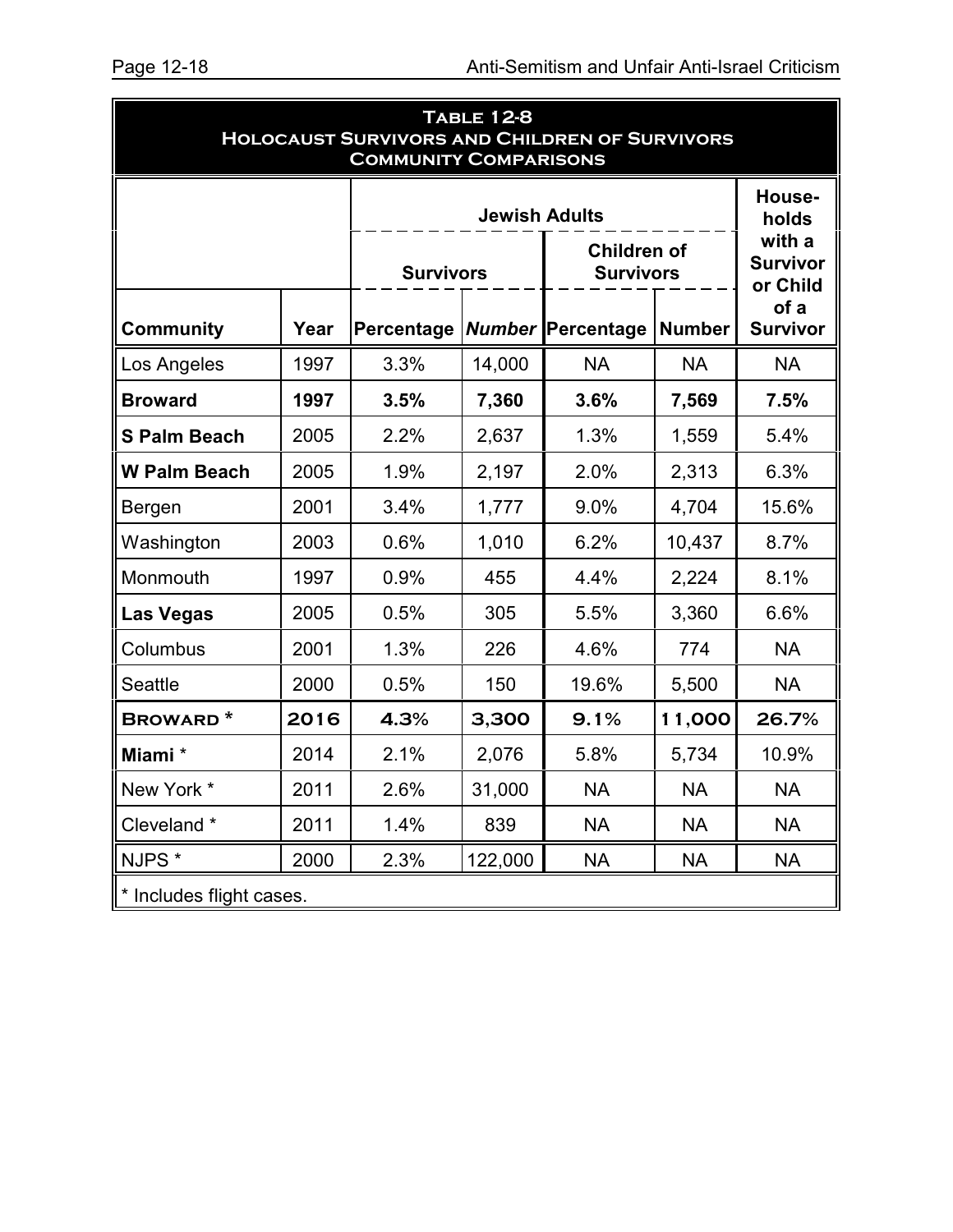**Table 12-8**
**Holocaust Survivors and Children of Survivors**
**Community Comparisons**

| | | Jewish Adults | | | | Households with a Survivor or Child of a Survivor |
|---|---|---|---|---|---|---|
| | | Survivors | | Children of Survivors | | |
| **Community** | **Year** | **Percentage** | ***Number*** | **Percentage** | **Number** | |
| Los Angeles | 1997 | 3.3% | 14,000 | NA | NA | NA |
| **Broward** | **1997** | **3.5%** | **7,360** | **3.6%** | **7,569** | **7.5%** |
| **S Palm Beach** | 2005 | 2.2% | 2,637 | 1.3% | 1,559 | 5.4% |
| **W Palm Beach** | 2005 | 1.9% | 2,197 | 2.0% | 2,313 | 6.3% |
| Bergen | 2001 | 3.4% | 1,777 | 9.0% | 4,704 | 15.6% |
| Washington | 2003 | 0.6% | 1,010 | 6.2% | 10,437 | 8.7% |
| Monmouth | 1997 | 0.9% | 455 | 4.4% | 2,224 | 8.1% |
| **Las Vegas** | 2005 | 0.5% | 305 | 5.5% | 3,360 | 6.6% |
| Columbus | 2001 | 1.3% | 226 | 4.6% | 774 | NA |
| Seattle | 2000 | 0.5% | 150 | 19.6% | 5,500 | NA |
| **Broward \*** | **2016** | **4.3%** | **3,300** | **9.1%** | **11,000** | **26.7%** |
| **Miami** * | 2014 | 2.1% | 2,076 | 5.8% | 5,734 | 10.9% |
| New York * | 2011 | 2.6% | 31,000 | NA | NA | NA |
| Cleveland * | 2011 | 1.4% | 839 | NA | NA | NA |
| NJPS * | 2000 | 2.3% | 122,000 | NA | NA | NA |

\* Includes flight cases.